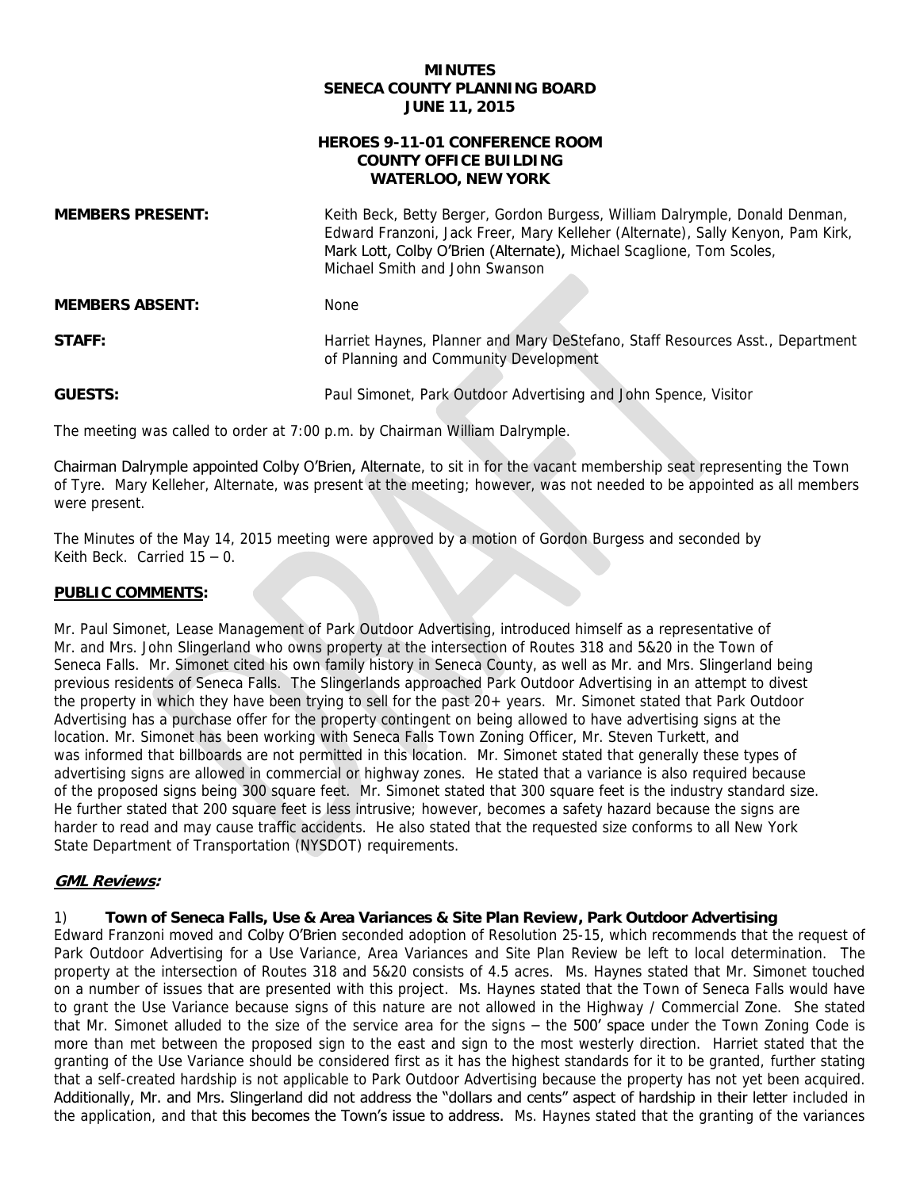**MINUTES**
**SENECA COUNTY PLANNING BOARD**
**JUNE 11, 2015**

**HEROES 9-11-01 CONFERENCE ROOM**
**COUNTY OFFICE BUILDING**
**WATERLOO, NEW YORK**

| | |
|---|---|
| **MEMBERS PRESENT:** | Keith Beck, Betty Berger, Gordon Burgess, William Dalrymple, Donald Denman, Edward Franzoni, Jack Freer, Mary Kelleher (Alternate), Sally Kenyon, Pam Kirk, Mark Lott, Colby O'Brien (Alternate), Michael Scaglione, Tom Scoles, Michael Smith and John Swanson |
| **MEMBERS ABSENT:** | None |
| **STAFF:** | Harriet Haynes, Planner and Mary DeStefano, Staff Resources Asst., Department of Planning and Community Development |
| **GUESTS:** | Paul Simonet, Park Outdoor Advertising and John Spence, Visitor |

The meeting was called to order at 7:00 p.m. by Chairman William Dalrymple.

Chairman Dalrymple appointed Colby O'Brien, Alternate, to sit in for the vacant membership seat representing the Town of Tyre. Mary Kelleher, Alternate, was present at the meeting; however, was not needed to be appointed as all members were present.

The Minutes of the May 14, 2015 meeting were approved by a motion of Gordon Burgess and seconded by Keith Beck. Carried 15 – 0.

**PUBLIC COMMENTS:**

Mr. Paul Simonet, Lease Management of Park Outdoor Advertising, introduced himself as a representative of Mr. and Mrs. John Slingerland who owns property at the intersection of Routes 318 and 5&20 in the Town of Seneca Falls. Mr. Simonet cited his own family history in Seneca County, as well as Mr. and Mrs. Slingerland being previous residents of Seneca Falls. The Slingerlands approached Park Outdoor Advertising in an attempt to divest the property in which they have been trying to sell for the past 20+ years. Mr. Simonet stated that Park Outdoor Advertising has a purchase offer for the property contingent on being allowed to have advertising signs at the location. Mr. Simonet has been working with Seneca Falls Town Zoning Officer, Mr. Steven Turkett, and was informed that billboards are not permitted in this location. Mr. Simonet stated that generally these types of advertising signs are allowed in commercial or highway zones. He stated that a variance is also required because of the proposed signs being 300 square feet. Mr. Simonet stated that 300 square feet is the industry standard size. He further stated that 200 square feet is less intrusive; however, becomes a safety hazard because the signs are harder to read and may cause traffic accidents. He also stated that the requested size conforms to all New York State Department of Transportation (NYSDOT) requirements.

***GML Reviews:***

1) **Town of Seneca Falls, Use & Area Variances & Site Plan Review, Park Outdoor Advertising**
Edward Franzoni moved and Colby O'Brien seconded adoption of Resolution 25-15, which recommends that the request of Park Outdoor Advertising for a Use Variance, Area Variances and Site Plan Review be left to local determination. The property at the intersection of Routes 318 and 5&20 consists of 4.5 acres. Ms. Haynes stated that Mr. Simonet touched on a number of issues that are presented with this project. Ms. Haynes stated that the Town of Seneca Falls would have to grant the Use Variance because signs of this nature are not allowed in the Highway / Commercial Zone. She stated that Mr. Simonet alluded to the size of the service area for the signs – the 500' space under the Town Zoning Code is more than met between the proposed sign to the east and sign to the most westerly direction. Harriet stated that the granting of the Use Variance should be considered first as it has the highest standards for it to be granted, further stating that a self-created hardship is not applicable to Park Outdoor Advertising because the property has not yet been acquired. Additionally, Mr. and Mrs. Slingerland did not address the "dollars and cents" aspect of hardship in their letter included in the application, and that this becomes the Town's issue to address. Ms. Haynes stated that the granting of the variances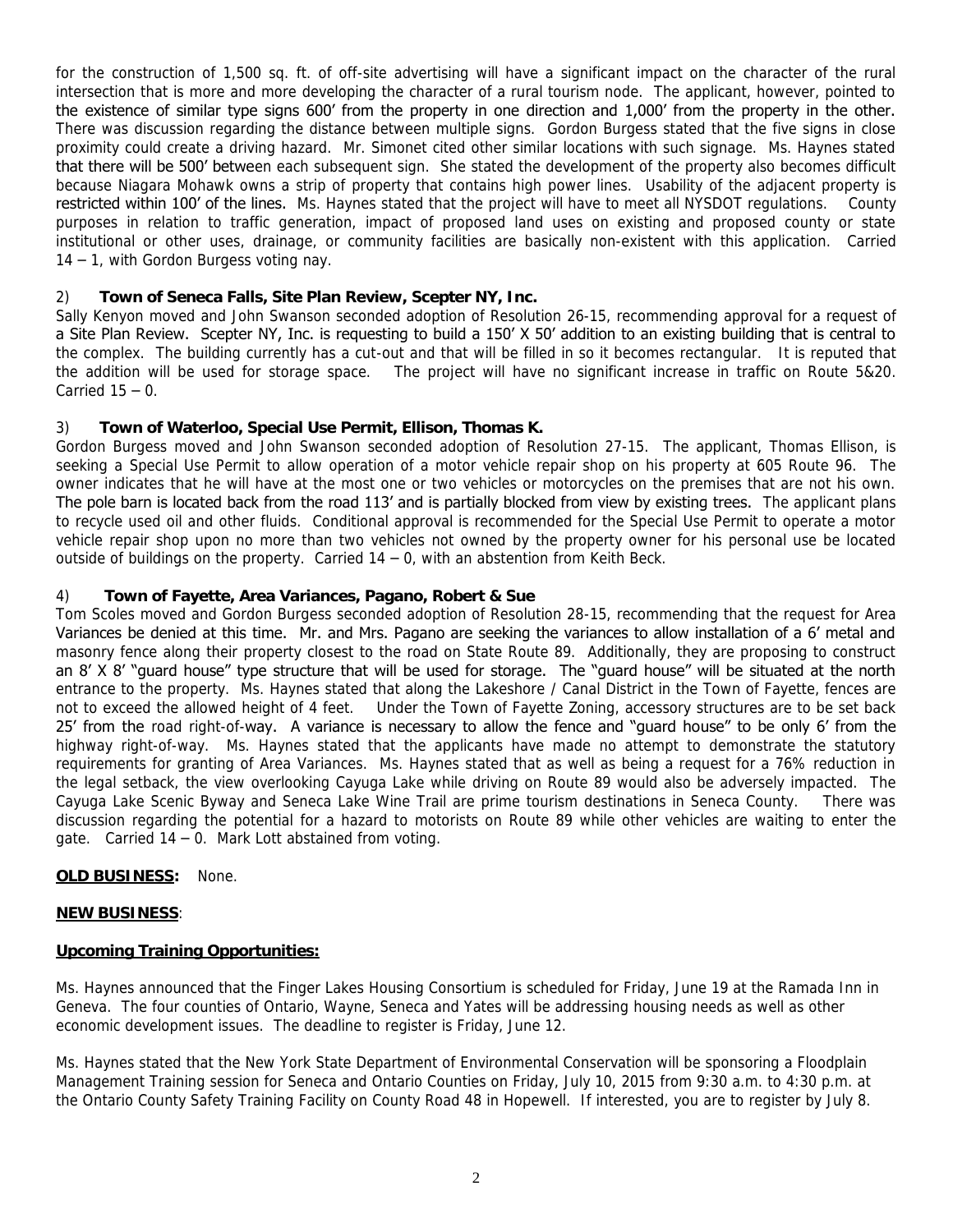for the construction of 1,500 sq. ft. of off-site advertising will have a significant impact on the character of the rural intersection that is more and more developing the character of a rural tourism node. The applicant, however, pointed to the existence of similar type signs 600' from the property in one direction and 1,000' from the property in the other. There was discussion regarding the distance between multiple signs. Gordon Burgess stated that the five signs in close proximity could create a driving hazard. Mr. Simonet cited other similar locations with such signage. Ms. Haynes stated that there will be 500' between each subsequent sign. She stated the development of the property also becomes difficult because Niagara Mohawk owns a strip of property that contains high power lines. Usability of the adjacent property is restricted within 100' of the lines. Ms. Haynes stated that the project will have to meet all NYSDOT regulations. County purposes in relation to traffic generation, impact of proposed land uses on existing and proposed county or state institutional or other uses, drainage, or community facilities are basically non-existent with this application. Carried 14 – 1, with Gordon Burgess voting nay.

2) **Town of Seneca Falls, Site Plan Review, Scepter NY, Inc.**

Sally Kenyon moved and John Swanson seconded adoption of Resolution 26-15, recommending approval for a request of a Site Plan Review. Scepter NY, Inc. is requesting to build a 150' X 50' addition to an existing building that is central to the complex. The building currently has a cut-out and that will be filled in so it becomes rectangular. It is reputed that the addition will be used for storage space. The project will have no significant increase in traffic on Route 5&20. Carried 15 – 0.

3) **Town of Waterloo, Special Use Permit, Ellison, Thomas K.**

Gordon Burgess moved and John Swanson seconded adoption of Resolution 27-15. The applicant, Thomas Ellison, is seeking a Special Use Permit to allow operation of a motor vehicle repair shop on his property at 605 Route 96. The owner indicates that he will have at the most one or two vehicles or motorcycles on the premises that are not his own. The pole barn is located back from the road 113' and is partially blocked from view by existing trees. The applicant plans to recycle used oil and other fluids. Conditional approval is recommended for the Special Use Permit to operate a motor vehicle repair shop upon no more than two vehicles not owned by the property owner for his personal use be located outside of buildings on the property. Carried 14 – 0, with an abstention from Keith Beck.

4) **Town of Fayette, Area Variances, Pagano, Robert & Sue**

Tom Scoles moved and Gordon Burgess seconded adoption of Resolution 28-15, recommending that the request for Area Variances be denied at this time. Mr. and Mrs. Pagano are seeking the variances to allow installation of a 6' metal and masonry fence along their property closest to the road on State Route 89. Additionally, they are proposing to construct an 8' X 8' "guard house" type structure that will be used for storage. The "guard house" will be situated at the north entrance to the property. Ms. Haynes stated that along the Lakeshore / Canal District in the Town of Fayette, fences are not to exceed the allowed height of 4 feet. Under the Town of Fayette Zoning, accessory structures are to be set back 25' from the road right-of-way. A variance is necessary to allow the fence and "guard house" to be only 6' from the highway right-of-way. Ms. Haynes stated that the applicants have made no attempt to demonstrate the statutory requirements for granting of Area Variances. Ms. Haynes stated that as well as being a request for a 76% reduction in the legal setback, the view overlooking Cayuga Lake while driving on Route 89 would also be adversely impacted. The Cayuga Lake Scenic Byway and Seneca Lake Wine Trail are prime tourism destinations in Seneca County. There was discussion regarding the potential for a hazard to motorists on Route 89 while other vehicles are waiting to enter the gate. Carried 14 – 0. Mark Lott abstained from voting.

**OLD BUSINESS:** None.

**NEW BUSINESS**:

**Upcoming Training Opportunities:**

Ms. Haynes announced that the Finger Lakes Housing Consortium is scheduled for Friday, June 19 at the Ramada Inn in Geneva. The four counties of Ontario, Wayne, Seneca and Yates will be addressing housing needs as well as other economic development issues. The deadline to register is Friday, June 12.

Ms. Haynes stated that the New York State Department of Environmental Conservation will be sponsoring a Floodplain Management Training session for Seneca and Ontario Counties on Friday, July 10, 2015 from 9:30 a.m. to 4:30 p.m. at the Ontario County Safety Training Facility on County Road 48 in Hopewell. If interested, you are to register by July 8.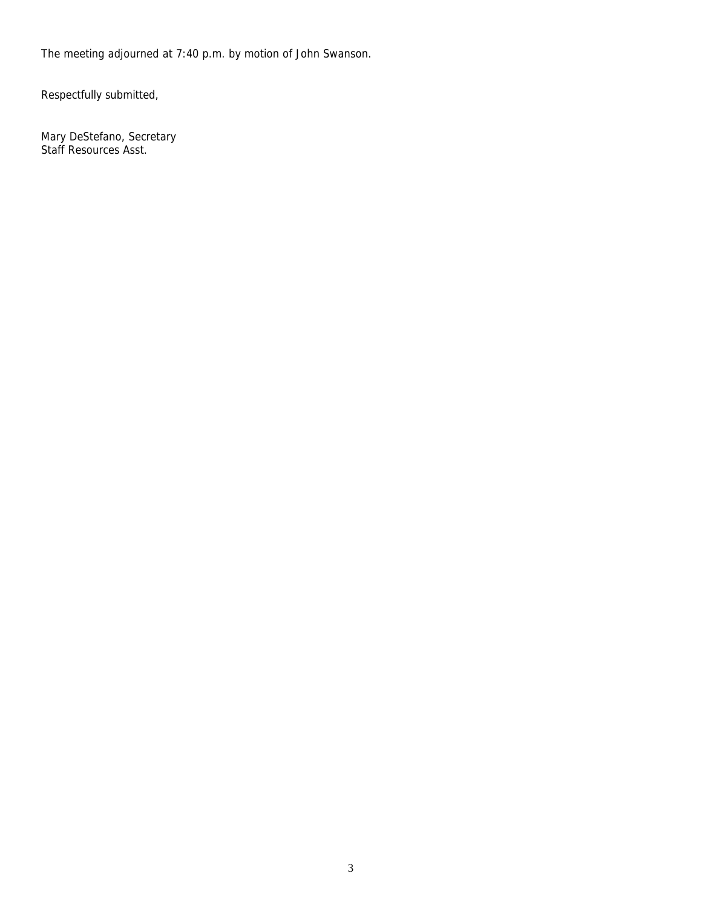The meeting adjourned at 7:40 p.m. by motion of John Swanson.

Respectfully submitted,

Mary DeStefano, Secretary
Staff Resources Asst.